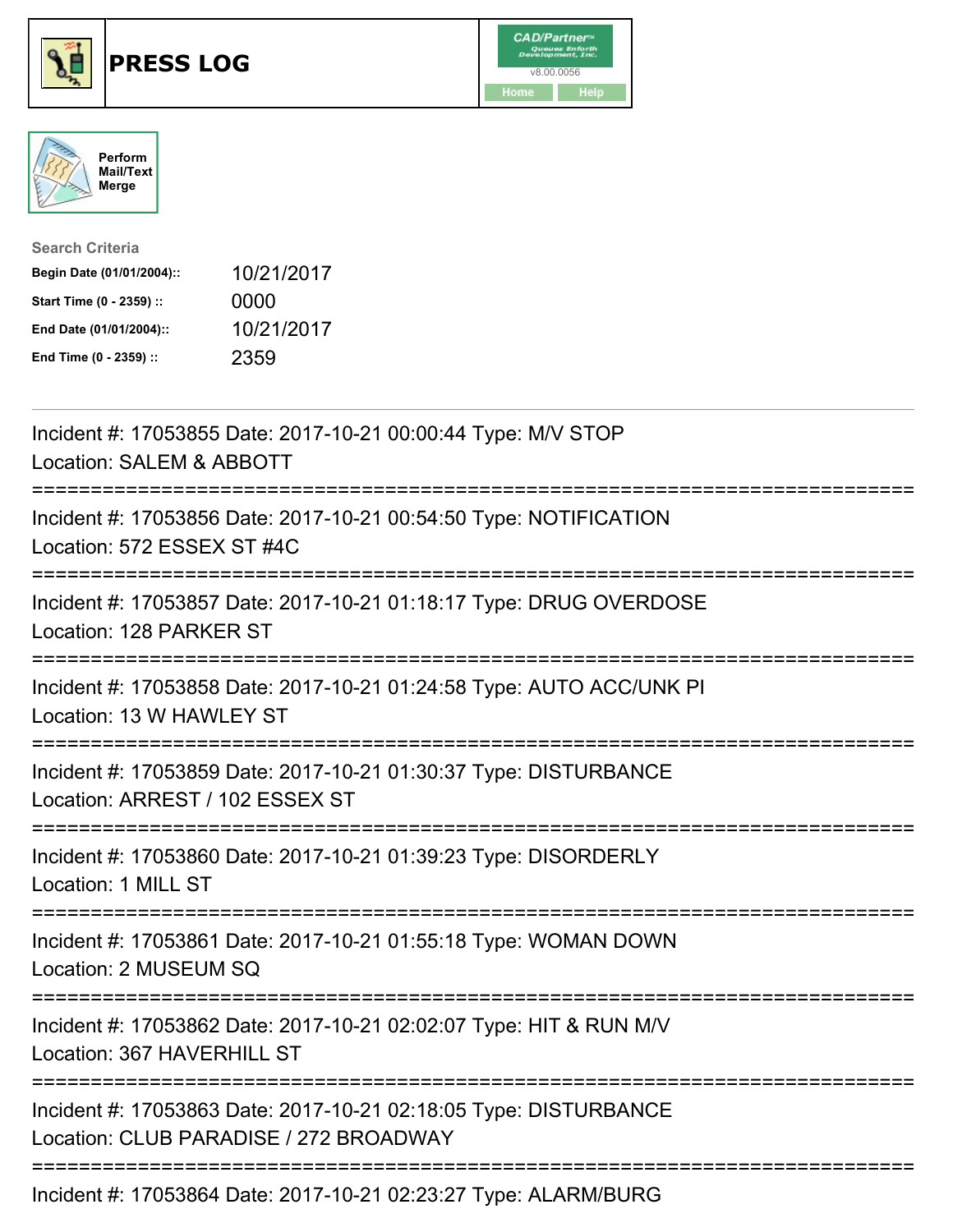# PRESS LOG

CAD/Partner
v8.00.0056
Home Help

Perform Mail/Text Merge

**Search Criteria**

| | |
|---|---|
| **Begin Date (01/01/2004)::** | 10/21/2017 |
| **Start Time (0 - 2359) ::** | 0000 |
| **End Date (01/01/2004)::** | 10/21/2017 |
| **End Time (0 - 2359) ::** | 2359 |

---

Incident #: 17053855 Date: 2017-10-21 00:00:44 Type: M/V STOP
Location: SALEM & ABBOTT

===========================================================================

Incident #: 17053856 Date: 2017-10-21 00:54:50 Type: NOTIFICATION
Location: 572 ESSEX ST #4C

===========================================================================

Incident #: 17053857 Date: 2017-10-21 01:18:17 Type: DRUG OVERDOSE
Location: 128 PARKER ST

===========================================================================

Incident #: 17053858 Date: 2017-10-21 01:24:58 Type: AUTO ACC/UNK PI
Location: 13 W HAWLEY ST

===========================================================================

Incident #: 17053859 Date: 2017-10-21 01:30:37 Type: DISTURBANCE
Location: ARREST / 102 ESSEX ST

===========================================================================

Incident #: 17053860 Date: 2017-10-21 01:39:23 Type: DISORDERLY
Location: 1 MILL ST

===========================================================================

Incident #: 17053861 Date: 2017-10-21 01:55:18 Type: WOMAN DOWN
Location: 2 MUSEUM SQ

===========================================================================

Incident #: 17053862 Date: 2017-10-21 02:02:07 Type: HIT & RUN M/V
Location: 367 HAVERHILL ST

===========================================================================

Incident #: 17053863 Date: 2017-10-21 02:18:05 Type: DISTURBANCE
Location: CLUB PARADISE / 272 BROADWAY

===========================================================================

Incident #: 17053864 Date: 2017-10-21 02:23:27 Type: ALARM/BURG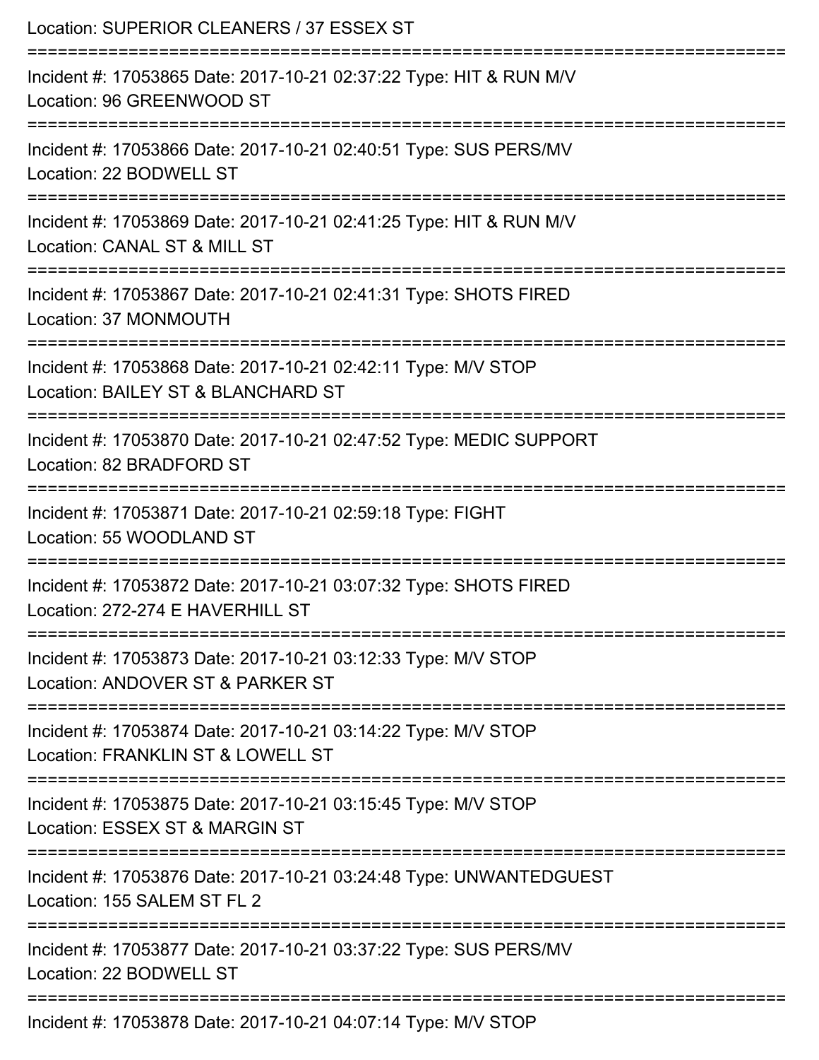Location: SUPERIOR CLEANERS / 37 ESSEX ST

===========================================================================

Incident #: 17053865 Date: 2017-10-21 02:37:22 Type: HIT & RUN M/V
Location: 96 GREENWOOD ST

===========================================================================

Incident #: 17053866 Date: 2017-10-21 02:40:51 Type: SUS PERS/MV
Location: 22 BODWELL ST

===========================================================================

Incident #: 17053869 Date: 2017-10-21 02:41:25 Type: HIT & RUN M/V
Location: CANAL ST & MILL ST

===========================================================================

Incident #: 17053867 Date: 2017-10-21 02:41:31 Type: SHOTS FIRED
Location: 37 MONMOUTH

===========================================================================

Incident #: 17053868 Date: 2017-10-21 02:42:11 Type: M/V STOP
Location: BAILEY ST & BLANCHARD ST

===========================================================================

Incident #: 17053870 Date: 2017-10-21 02:47:52 Type: MEDIC SUPPORT
Location: 82 BRADFORD ST

===========================================================================

Incident #: 17053871 Date: 2017-10-21 02:59:18 Type: FIGHT
Location: 55 WOODLAND ST

===========================================================================

Incident #: 17053872 Date: 2017-10-21 03:07:32 Type: SHOTS FIRED
Location: 272-274 E HAVERHILL ST

===========================================================================

Incident #: 17053873 Date: 2017-10-21 03:12:33 Type: M/V STOP
Location: ANDOVER ST & PARKER ST

===========================================================================

Incident #: 17053874 Date: 2017-10-21 03:14:22 Type: M/V STOP
Location: FRANKLIN ST & LOWELL ST

===========================================================================

Incident #: 17053875 Date: 2017-10-21 03:15:45 Type: M/V STOP
Location: ESSEX ST & MARGIN ST

===========================================================================

Incident #: 17053876 Date: 2017-10-21 03:24:48 Type: UNWANTEDGUEST
Location: 155 SALEM ST FL 2

===========================================================================

Incident #: 17053877 Date: 2017-10-21 03:37:22 Type: SUS PERS/MV
Location: 22 BODWELL ST

===========================================================================

Incident #: 17053878 Date: 2017-10-21 04:07:14 Type: M/V STOP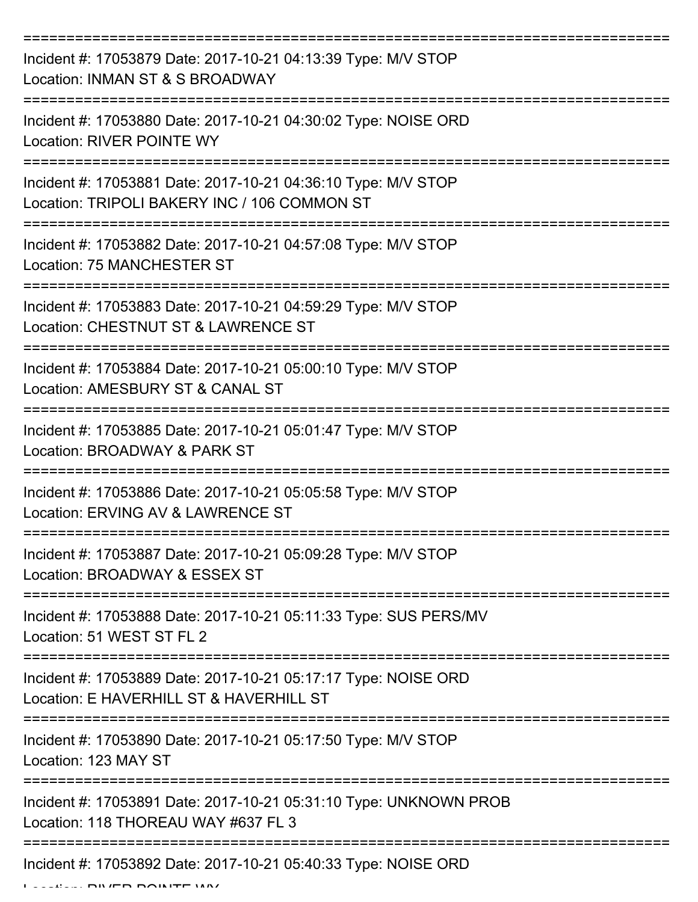===========================================================================

Incident #: 17053879 Date: 2017-10-21 04:13:39 Type: M/V STOP
Location: INMAN ST & S BROADWAY

===========================================================================

Incident #: 17053880 Date: 2017-10-21 04:30:02 Type: NOISE ORD
Location: RIVER POINTE WY

===========================================================================

Incident #: 17053881 Date: 2017-10-21 04:36:10 Type: M/V STOP
Location: TRIPOLI BAKERY INC / 106 COMMON ST

===========================================================================

Incident #: 17053882 Date: 2017-10-21 04:57:08 Type: M/V STOP
Location: 75 MANCHESTER ST

===========================================================================

Incident #: 17053883 Date: 2017-10-21 04:59:29 Type: M/V STOP
Location: CHESTNUT ST & LAWRENCE ST

===========================================================================

Incident #: 17053884 Date: 2017-10-21 05:00:10 Type: M/V STOP
Location: AMESBURY ST & CANAL ST

===========================================================================

Incident #: 17053885 Date: 2017-10-21 05:01:47 Type: M/V STOP
Location: BROADWAY & PARK ST

===========================================================================

Incident #: 17053886 Date: 2017-10-21 05:05:58 Type: M/V STOP
Location: ERVING AV & LAWRENCE ST

===========================================================================

Incident #: 17053887 Date: 2017-10-21 05:09:28 Type: M/V STOP
Location: BROADWAY & ESSEX ST

===========================================================================

Incident #: 17053888 Date: 2017-10-21 05:11:33 Type: SUS PERS/MV
Location: 51 WEST ST FL 2

===========================================================================

Incident #: 17053889 Date: 2017-10-21 05:17:17 Type: NOISE ORD
Location: E HAVERHILL ST & HAVERHILL ST

===========================================================================

Incident #: 17053890 Date: 2017-10-21 05:17:50 Type: M/V STOP
Location: 123 MAY ST

===========================================================================

Incident #: 17053891 Date: 2017-10-21 05:31:10 Type: UNKNOWN PROB
Location: 118 THOREAU WAY #637 FL 3

===========================================================================

Incident #: 17053892 Date: 2017-10-21 05:40:33 Type: NOISE ORD
Location: RIVER POINTE WY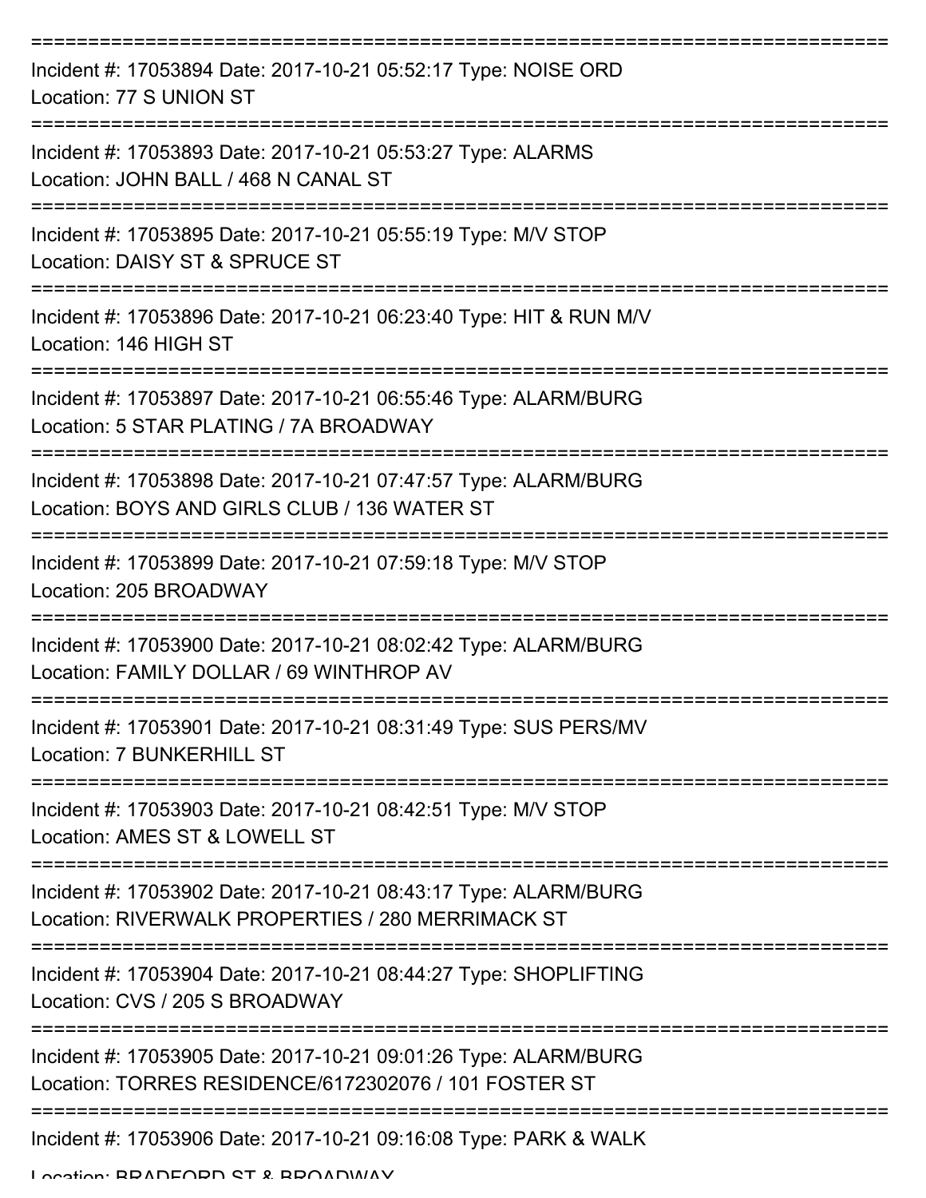===========================================================================
Incident #: 17053894 Date: 2017-10-21 05:52:17 Type: NOISE ORD
Location: 77 S UNION ST
===========================================================================
Incident #: 17053893 Date: 2017-10-21 05:53:27 Type: ALARMS
Location: JOHN BALL / 468 N CANAL ST
===========================================================================
Incident #: 17053895 Date: 2017-10-21 05:55:19 Type: M/V STOP
Location: DAISY ST & SPRUCE ST
===========================================================================
Incident #: 17053896 Date: 2017-10-21 06:23:40 Type: HIT & RUN M/V
Location: 146 HIGH ST
===========================================================================
Incident #: 17053897 Date: 2017-10-21 06:55:46 Type: ALARM/BURG
Location: 5 STAR PLATING / 7A BROADWAY
===========================================================================
Incident #: 17053898 Date: 2017-10-21 07:47:57 Type: ALARM/BURG
Location: BOYS AND GIRLS CLUB / 136 WATER ST
===========================================================================
Incident #: 17053899 Date: 2017-10-21 07:59:18 Type: M/V STOP
Location: 205 BROADWAY
===========================================================================
Incident #: 17053900 Date: 2017-10-21 08:02:42 Type: ALARM/BURG
Location: FAMILY DOLLAR / 69 WINTHROP AV
===========================================================================
Incident #: 17053901 Date: 2017-10-21 08:31:49 Type: SUS PERS/MV
Location: 7 BUNKERHILL ST
===========================================================================
Incident #: 17053903 Date: 2017-10-21 08:42:51 Type: M/V STOP
Location: AMES ST & LOWELL ST
===========================================================================
Incident #: 17053902 Date: 2017-10-21 08:43:17 Type: ALARM/BURG
Location: RIVERWALK PROPERTIES / 280 MERRIMACK ST
===========================================================================
Incident #: 17053904 Date: 2017-10-21 08:44:27 Type: SHOPLIFTING
Location: CVS / 205 S BROADWAY
===========================================================================
Incident #: 17053905 Date: 2017-10-21 09:01:26 Type: ALARM/BURG
Location: TORRES RESIDENCE/6172302076 / 101 FOSTER ST
===========================================================================
Incident #: 17053906 Date: 2017-10-21 09:16:08 Type: PARK & WALK
Location: BRADFORD ST & BROADWAY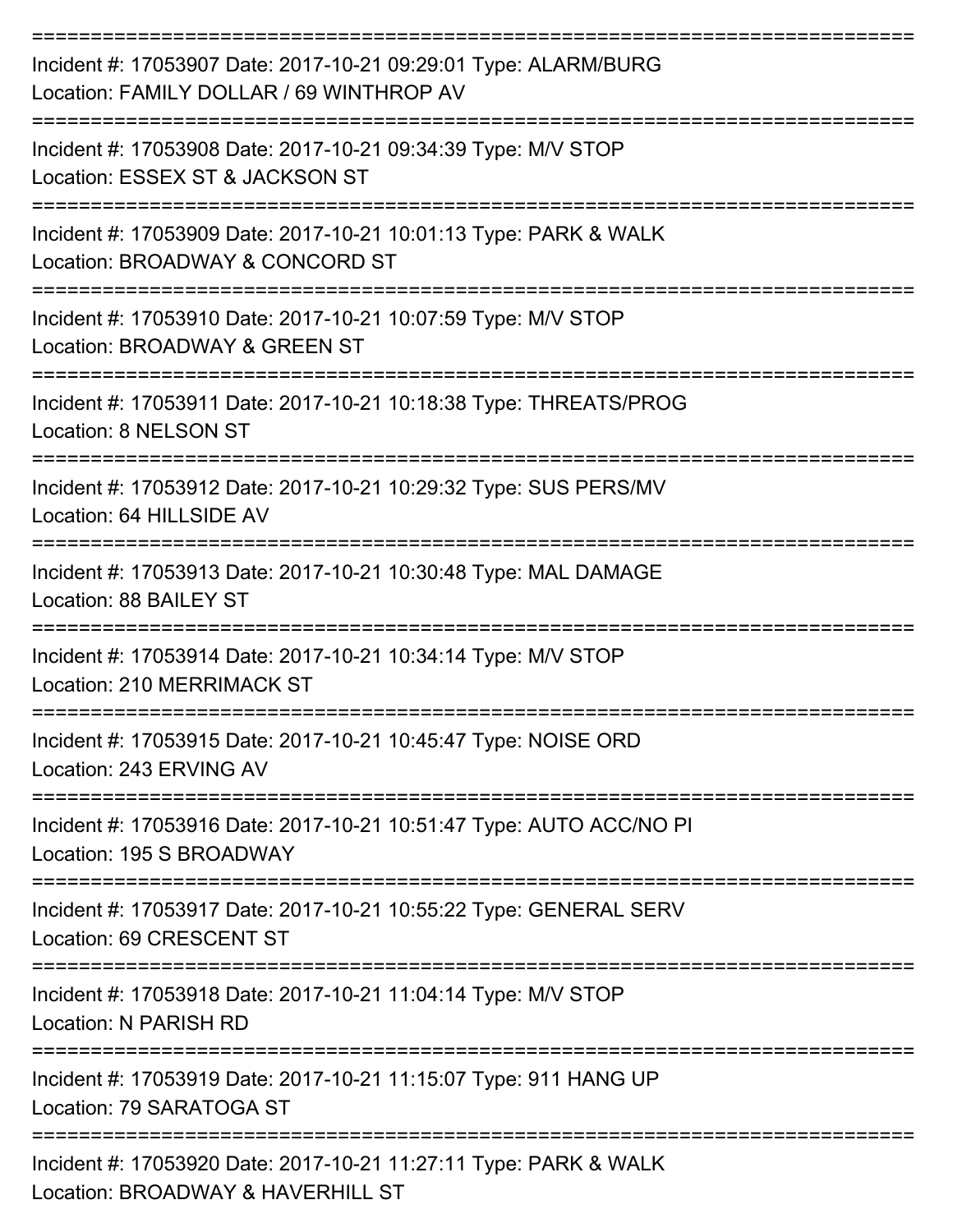===========================================================================

Incident #: 17053907 Date: 2017-10-21 09:29:01 Type: ALARM/BURG
Location: FAMILY DOLLAR / 69 WINTHROP AV

===========================================================================

Incident #: 17053908 Date: 2017-10-21 09:34:39 Type: M/V STOP
Location: ESSEX ST & JACKSON ST

===========================================================================

Incident #: 17053909 Date: 2017-10-21 10:01:13 Type: PARK & WALK
Location: BROADWAY & CONCORD ST

===========================================================================

Incident #: 17053910 Date: 2017-10-21 10:07:59 Type: M/V STOP
Location: BROADWAY & GREEN ST

===========================================================================

Incident #: 17053911 Date: 2017-10-21 10:18:38 Type: THREATS/PROG
Location: 8 NELSON ST

===========================================================================

Incident #: 17053912 Date: 2017-10-21 10:29:32 Type: SUS PERS/MV
Location: 64 HILLSIDE AV

===========================================================================

Incident #: 17053913 Date: 2017-10-21 10:30:48 Type: MAL DAMAGE
Location: 88 BAILEY ST

===========================================================================

Incident #: 17053914 Date: 2017-10-21 10:34:14 Type: M/V STOP
Location: 210 MERRIMACK ST

===========================================================================

Incident #: 17053915 Date: 2017-10-21 10:45:47 Type: NOISE ORD
Location: 243 ERVING AV

===========================================================================

Incident #: 17053916 Date: 2017-10-21 10:51:47 Type: AUTO ACC/NO PI
Location: 195 S BROADWAY

===========================================================================

Incident #: 17053917 Date: 2017-10-21 10:55:22 Type: GENERAL SERV
Location: 69 CRESCENT ST

===========================================================================

Incident #: 17053918 Date: 2017-10-21 11:04:14 Type: M/V STOP
Location: N PARISH RD

===========================================================================

Incident #: 17053919 Date: 2017-10-21 11:15:07 Type: 911 HANG UP
Location: 79 SARATOGA ST

===========================================================================

Incident #: 17053920 Date: 2017-10-21 11:27:11 Type: PARK & WALK
Location: BROADWAY & HAVERHILL ST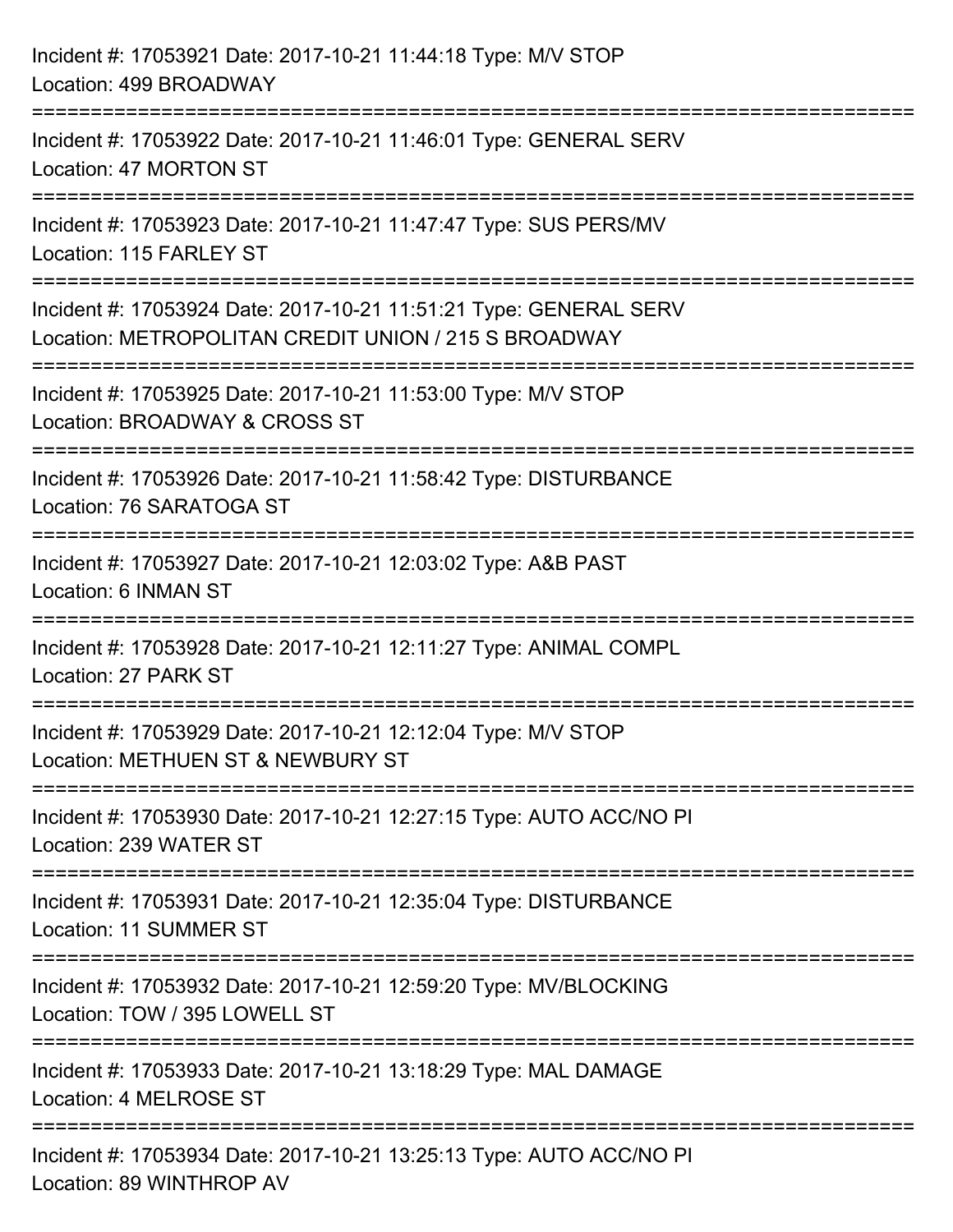Incident #: 17053921 Date: 2017-10-21 11:44:18 Type: M/V STOP
Location: 499 BROADWAY

===========================================================================

Incident #: 17053922 Date: 2017-10-21 11:46:01 Type: GENERAL SERV
Location: 47 MORTON ST

===========================================================================

Incident #: 17053923 Date: 2017-10-21 11:47:47 Type: SUS PERS/MV
Location: 115 FARLEY ST

===========================================================================

Incident #: 17053924 Date: 2017-10-21 11:51:21 Type: GENERAL SERV
Location: METROPOLITAN CREDIT UNION / 215 S BROADWAY

===========================================================================

Incident #: 17053925 Date: 2017-10-21 11:53:00 Type: M/V STOP
Location: BROADWAY & CROSS ST

===========================================================================

Incident #: 17053926 Date: 2017-10-21 11:58:42 Type: DISTURBANCE
Location: 76 SARATOGA ST

===========================================================================

Incident #: 17053927 Date: 2017-10-21 12:03:02 Type: A&B PAST
Location: 6 INMAN ST

===========================================================================

Incident #: 17053928 Date: 2017-10-21 12:11:27 Type: ANIMAL COMPL
Location: 27 PARK ST

===========================================================================

Incident #: 17053929 Date: 2017-10-21 12:12:04 Type: M/V STOP
Location: METHUEN ST & NEWBURY ST

===========================================================================

Incident #: 17053930 Date: 2017-10-21 12:27:15 Type: AUTO ACC/NO PI
Location: 239 WATER ST

===========================================================================

Incident #: 17053931 Date: 2017-10-21 12:35:04 Type: DISTURBANCE
Location: 11 SUMMER ST

===========================================================================

Incident #: 17053932 Date: 2017-10-21 12:59:20 Type: MV/BLOCKING
Location: TOW / 395 LOWELL ST

===========================================================================

Incident #: 17053933 Date: 2017-10-21 13:18:29 Type: MAL DAMAGE
Location: 4 MELROSE ST

===========================================================================

Incident #: 17053934 Date: 2017-10-21 13:25:13 Type: AUTO ACC/NO PI
Location: 89 WINTHROP AV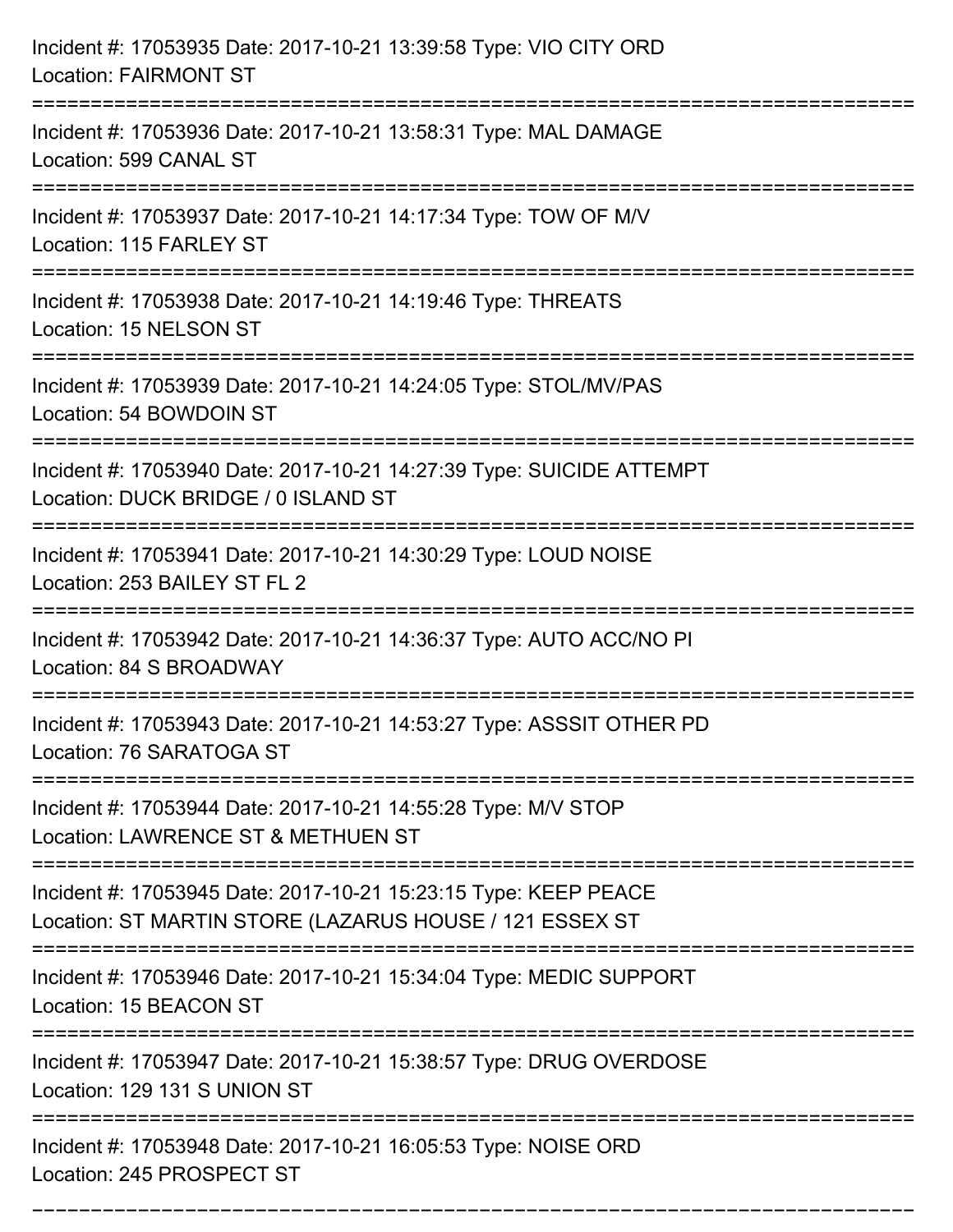Incident #: 17053935 Date: 2017-10-21 13:39:58 Type: VIO CITY ORD
Location: FAIRMONT ST

===========================================================================

Incident #: 17053936 Date: 2017-10-21 13:58:31 Type: MAL DAMAGE
Location: 599 CANAL ST

===========================================================================

Incident #: 17053937 Date: 2017-10-21 14:17:34 Type: TOW OF M/V
Location: 115 FARLEY ST

===========================================================================

Incident #: 17053938 Date: 2017-10-21 14:19:46 Type: THREATS
Location: 15 NELSON ST

===========================================================================

Incident #: 17053939 Date: 2017-10-21 14:24:05 Type: STOL/MV/PAS
Location: 54 BOWDOIN ST

===========================================================================

Incident #: 17053940 Date: 2017-10-21 14:27:39 Type: SUICIDE ATTEMPT
Location: DUCK BRIDGE / 0 ISLAND ST

===========================================================================

Incident #: 17053941 Date: 2017-10-21 14:30:29 Type: LOUD NOISE
Location: 253 BAILEY ST FL 2

===========================================================================

Incident #: 17053942 Date: 2017-10-21 14:36:37 Type: AUTO ACC/NO PI
Location: 84 S BROADWAY

===========================================================================

Incident #: 17053943 Date: 2017-10-21 14:53:27 Type: ASSSIT OTHER PD
Location: 76 SARATOGA ST

===========================================================================

Incident #: 17053944 Date: 2017-10-21 14:55:28 Type: M/V STOP
Location: LAWRENCE ST & METHUEN ST

===========================================================================

Incident #: 17053945 Date: 2017-10-21 15:23:15 Type: KEEP PEACE
Location: ST MARTIN STORE (LAZARUS HOUSE / 121 ESSEX ST

===========================================================================

Incident #: 17053946 Date: 2017-10-21 15:34:04 Type: MEDIC SUPPORT
Location: 15 BEACON ST

===========================================================================

Incident #: 17053947 Date: 2017-10-21 15:38:57 Type: DRUG OVERDOSE
Location: 129 131 S UNION ST

===========================================================================

Incident #: 17053948 Date: 2017-10-21 16:05:53 Type: NOISE ORD
Location: 245 PROSPECT ST

===========================================================================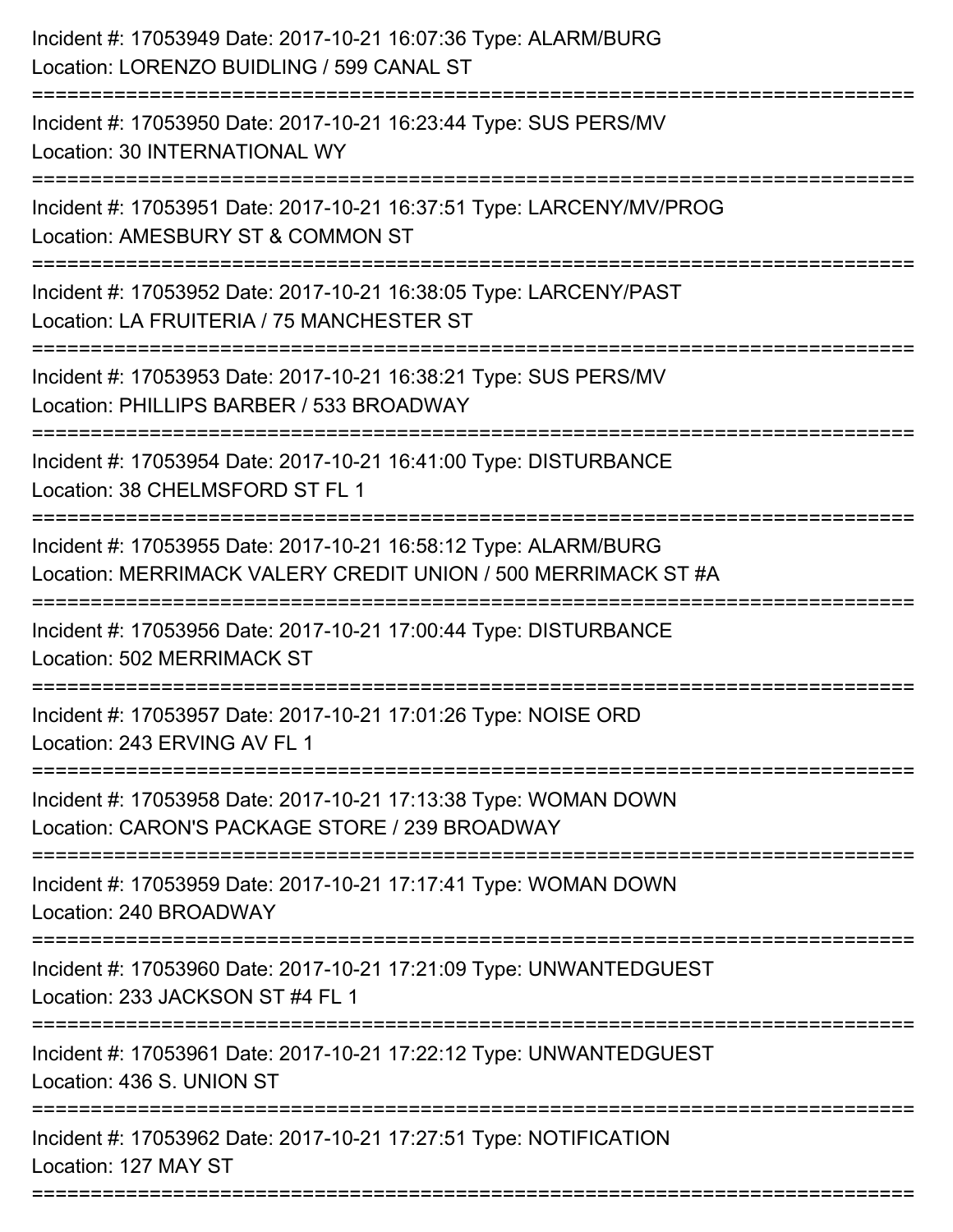Incident #: 17053949 Date: 2017-10-21 16:07:36 Type: ALARM/BURG
Location: LORENZO BUIDLING / 599 CANAL ST

===========================================================================

Incident #: 17053950 Date: 2017-10-21 16:23:44 Type: SUS PERS/MV
Location: 30 INTERNATIONAL WY

===========================================================================

Incident #: 17053951 Date: 2017-10-21 16:37:51 Type: LARCENY/MV/PROG
Location: AMESBURY ST & COMMON ST

===========================================================================

Incident #: 17053952 Date: 2017-10-21 16:38:05 Type: LARCENY/PAST
Location: LA FRUITERIA / 75 MANCHESTER ST

===========================================================================

Incident #: 17053953 Date: 2017-10-21 16:38:21 Type: SUS PERS/MV
Location: PHILLIPS BARBER / 533 BROADWAY

===========================================================================

Incident #: 17053954 Date: 2017-10-21 16:41:00 Type: DISTURBANCE
Location: 38 CHELMSFORD ST FL 1

===========================================================================

Incident #: 17053955 Date: 2017-10-21 16:58:12 Type: ALARM/BURG
Location: MERRIMACK VALERY CREDIT UNION / 500 MERRIMACK ST #A

===========================================================================

Incident #: 17053956 Date: 2017-10-21 17:00:44 Type: DISTURBANCE
Location: 502 MERRIMACK ST

===========================================================================

Incident #: 17053957 Date: 2017-10-21 17:01:26 Type: NOISE ORD
Location: 243 ERVING AV FL 1

===========================================================================

Incident #: 17053958 Date: 2017-10-21 17:13:38 Type: WOMAN DOWN
Location: CARON'S PACKAGE STORE / 239 BROADWAY

===========================================================================

Incident #: 17053959 Date: 2017-10-21 17:17:41 Type: WOMAN DOWN
Location: 240 BROADWAY

===========================================================================

Incident #: 17053960 Date: 2017-10-21 17:21:09 Type: UNWANTEDGUEST
Location: 233 JACKSON ST #4 FL 1

===========================================================================

Incident #: 17053961 Date: 2017-10-21 17:22:12 Type: UNWANTEDGUEST
Location: 436 S. UNION ST

===========================================================================

Incident #: 17053962 Date: 2017-10-21 17:27:51 Type: NOTIFICATION
Location: 127 MAY ST

===========================================================================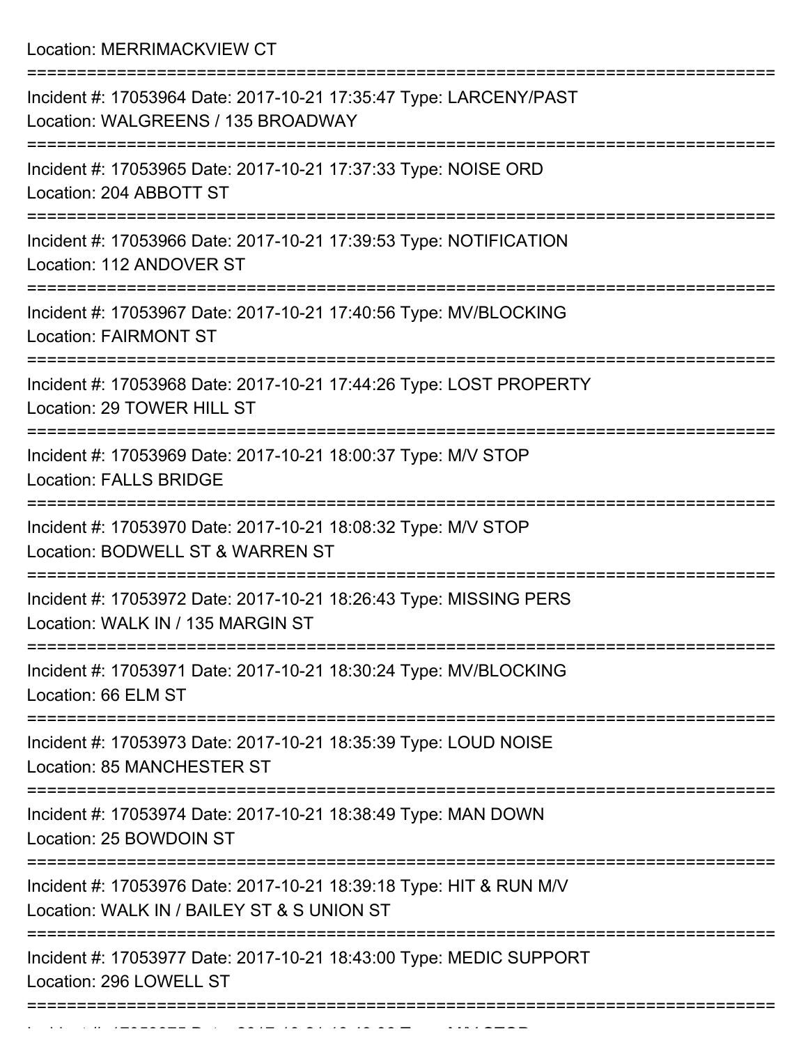Location: MERRIMACKVIEW CT

===========================================================================

Incident #: 17053964 Date: 2017-10-21 17:35:47 Type: LARCENY/PAST
Location: WALGREENS / 135 BROADWAY

===========================================================================

Incident #: 17053965 Date: 2017-10-21 17:37:33 Type: NOISE ORD
Location: 204 ABBOTT ST

===========================================================================

Incident #: 17053966 Date: 2017-10-21 17:39:53 Type: NOTIFICATION
Location: 112 ANDOVER ST

===========================================================================

Incident #: 17053967 Date: 2017-10-21 17:40:56 Type: MV/BLOCKING
Location: FAIRMONT ST

===========================================================================

Incident #: 17053968 Date: 2017-10-21 17:44:26 Type: LOST PROPERTY
Location: 29 TOWER HILL ST

===========================================================================

Incident #: 17053969 Date: 2017-10-21 18:00:37 Type: M/V STOP
Location: FALLS BRIDGE

===========================================================================

Incident #: 17053970 Date: 2017-10-21 18:08:32 Type: M/V STOP
Location: BODWELL ST & WARREN ST

===========================================================================

Incident #: 17053972 Date: 2017-10-21 18:26:43 Type: MISSING PERS
Location: WALK IN / 135 MARGIN ST

===========================================================================

Incident #: 17053971 Date: 2017-10-21 18:30:24 Type: MV/BLOCKING
Location: 66 ELM ST

===========================================================================

Incident #: 17053973 Date: 2017-10-21 18:35:39 Type: LOUD NOISE
Location: 85 MANCHESTER ST

===========================================================================

Incident #: 17053974 Date: 2017-10-21 18:38:49 Type: MAN DOWN
Location: 25 BOWDOIN ST

===========================================================================

Incident #: 17053976 Date: 2017-10-21 18:39:18 Type: HIT & RUN M/V
Location: WALK IN / BAILEY ST & S UNION ST

===========================================================================

Incident #: 17053977 Date: 2017-10-21 18:43:00 Type: MEDIC SUPPORT
Location: 296 LOWELL ST

===========================================================================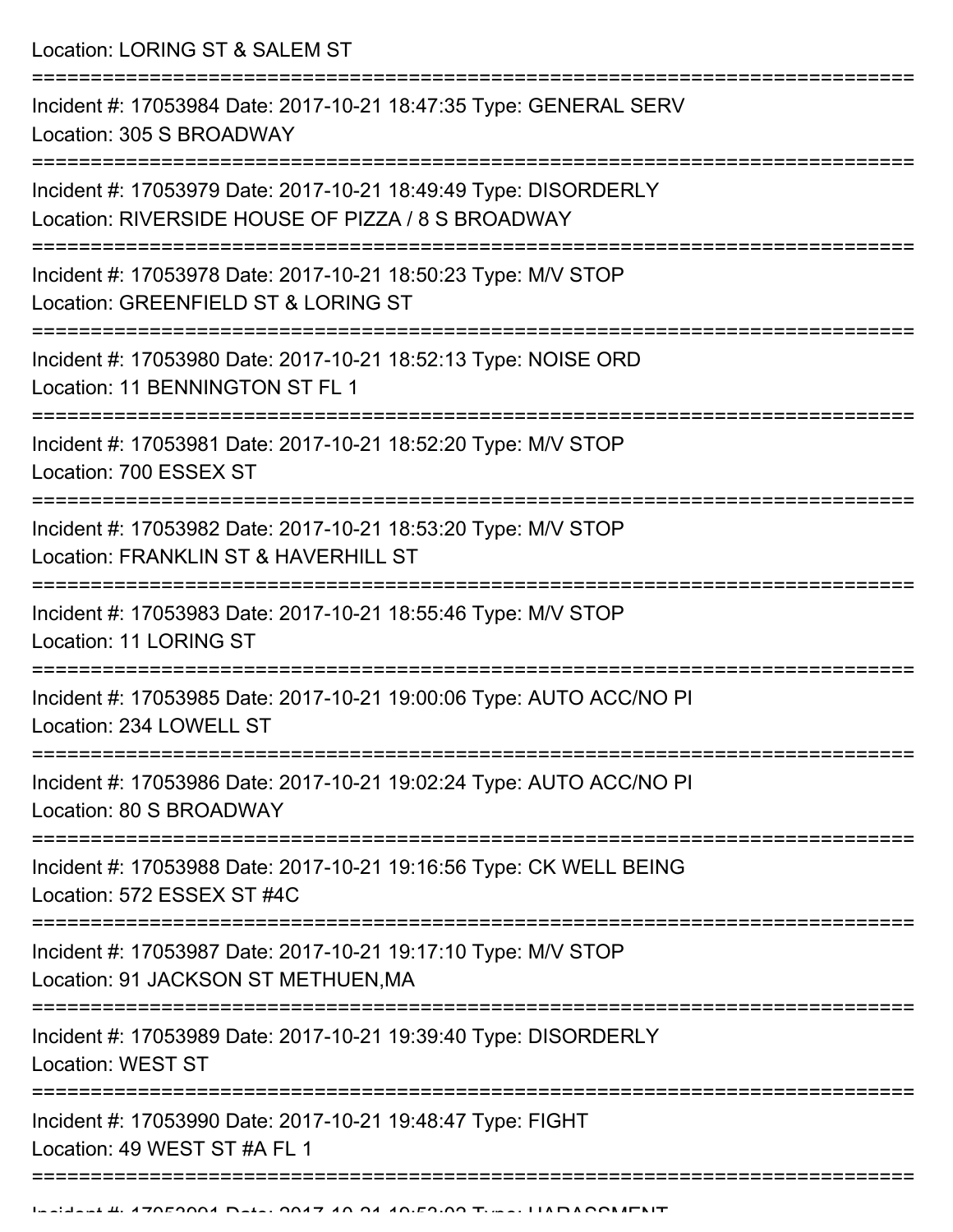Location: LORING ST & SALEM ST

===========================================================================

Incident #: 17053984 Date: 2017-10-21 18:47:35 Type: GENERAL SERV
Location: 305 S BROADWAY

===========================================================================

Incident #: 17053979 Date: 2017-10-21 18:49:49 Type: DISORDERLY
Location: RIVERSIDE HOUSE OF PIZZA / 8 S BROADWAY

===========================================================================

Incident #: 17053978 Date: 2017-10-21 18:50:23 Type: M/V STOP
Location: GREENFIELD ST & LORING ST

===========================================================================

Incident #: 17053980 Date: 2017-10-21 18:52:13 Type: NOISE ORD
Location: 11 BENNINGTON ST FL 1

===========================================================================

Incident #: 17053981 Date: 2017-10-21 18:52:20 Type: M/V STOP
Location: 700 ESSEX ST

===========================================================================

Incident #: 17053982 Date: 2017-10-21 18:53:20 Type: M/V STOP
Location: FRANKLIN ST & HAVERHILL ST

===========================================================================

Incident #: 17053983 Date: 2017-10-21 18:55:46 Type: M/V STOP
Location: 11 LORING ST

===========================================================================

Incident #: 17053985 Date: 2017-10-21 19:00:06 Type: AUTO ACC/NO PI
Location: 234 LOWELL ST

===========================================================================

Incident #: 17053986 Date: 2017-10-21 19:02:24 Type: AUTO ACC/NO PI
Location: 80 S BROADWAY

===========================================================================

Incident #: 17053988 Date: 2017-10-21 19:16:56 Type: CK WELL BEING
Location: 572 ESSEX ST #4C

===========================================================================

Incident #: 17053987 Date: 2017-10-21 19:17:10 Type: M/V STOP
Location: 91 JACKSON ST METHUEN,MA

===========================================================================

Incident #: 17053989 Date: 2017-10-21 19:39:40 Type: DISORDERLY
Location: WEST ST

===========================================================================

Incident #: 17053990 Date: 2017-10-21 19:48:47 Type: FIGHT
Location: 49 WEST ST #A FL 1

===========================================================================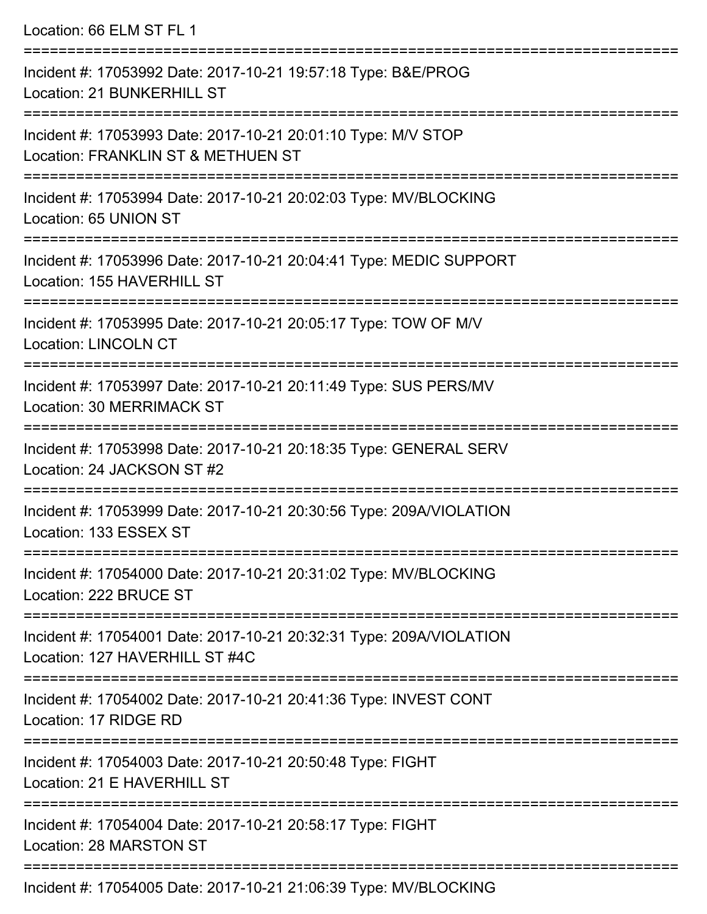Location: 66 ELM ST FL 1

===========================================================================

Incident #: 17053992 Date: 2017-10-21 19:57:18 Type: B&E/PROG
Location: 21 BUNKERHILL ST

===========================================================================

Incident #: 17053993 Date: 2017-10-21 20:01:10 Type: M/V STOP
Location: FRANKLIN ST & METHUEN ST

===========================================================================

Incident #: 17053994 Date: 2017-10-21 20:02:03 Type: MV/BLOCKING
Location: 65 UNION ST

===========================================================================

Incident #: 17053996 Date: 2017-10-21 20:04:41 Type: MEDIC SUPPORT
Location: 155 HAVERHILL ST

===========================================================================

Incident #: 17053995 Date: 2017-10-21 20:05:17 Type: TOW OF M/V
Location: LINCOLN CT

===========================================================================

Incident #: 17053997 Date: 2017-10-21 20:11:49 Type: SUS PERS/MV
Location: 30 MERRIMACK ST

===========================================================================

Incident #: 17053998 Date: 2017-10-21 20:18:35 Type: GENERAL SERV
Location: 24 JACKSON ST #2

===========================================================================

Incident #: 17053999 Date: 2017-10-21 20:30:56 Type: 209A/VIOLATION
Location: 133 ESSEX ST

===========================================================================

Incident #: 17054000 Date: 2017-10-21 20:31:02 Type: MV/BLOCKING
Location: 222 BRUCE ST

===========================================================================

Incident #: 17054001 Date: 2017-10-21 20:32:31 Type: 209A/VIOLATION
Location: 127 HAVERHILL ST #4C

===========================================================================

Incident #: 17054002 Date: 2017-10-21 20:41:36 Type: INVEST CONT
Location: 17 RIDGE RD

===========================================================================

Incident #: 17054003 Date: 2017-10-21 20:50:48 Type: FIGHT
Location: 21 E HAVERHILL ST

===========================================================================

Incident #: 17054004 Date: 2017-10-21 20:58:17 Type: FIGHT
Location: 28 MARSTON ST

===========================================================================

Incident #: 17054005 Date: 2017-10-21 21:06:39 Type: MV/BLOCKING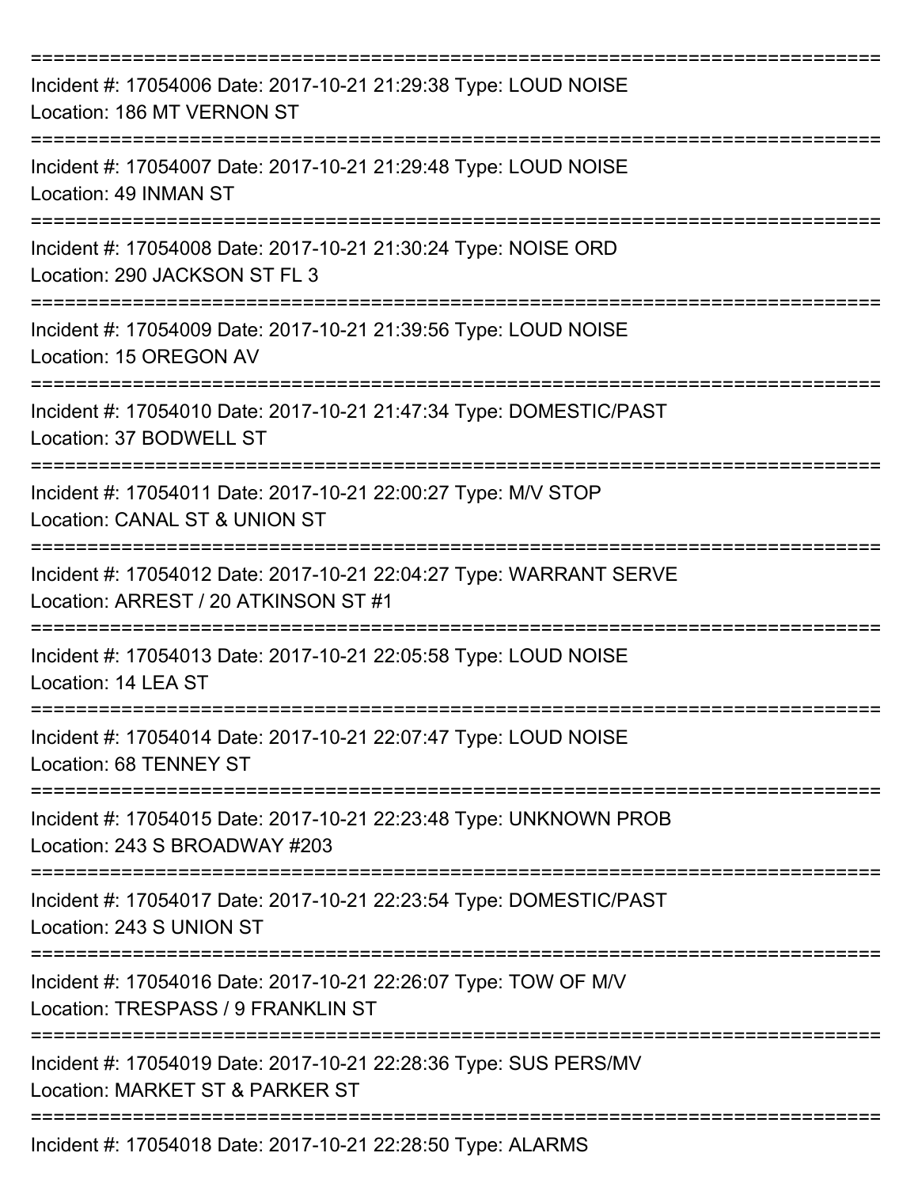===========================================================================

Incident #: 17054006 Date: 2017-10-21 21:29:38 Type: LOUD NOISE
Location: 186 MT VERNON ST

===========================================================================

Incident #: 17054007 Date: 2017-10-21 21:29:48 Type: LOUD NOISE
Location: 49 INMAN ST

===========================================================================

Incident #: 17054008 Date: 2017-10-21 21:30:24 Type: NOISE ORD
Location: 290 JACKSON ST FL 3

===========================================================================

Incident #: 17054009 Date: 2017-10-21 21:39:56 Type: LOUD NOISE
Location: 15 OREGON AV

===========================================================================

Incident #: 17054010 Date: 2017-10-21 21:47:34 Type: DOMESTIC/PAST
Location: 37 BODWELL ST

===========================================================================

Incident #: 17054011 Date: 2017-10-21 22:00:27 Type: M/V STOP
Location: CANAL ST & UNION ST

===========================================================================

Incident #: 17054012 Date: 2017-10-21 22:04:27 Type: WARRANT SERVE
Location: ARREST / 20 ATKINSON ST #1

===========================================================================

Incident #: 17054013 Date: 2017-10-21 22:05:58 Type: LOUD NOISE
Location: 14 LEA ST

===========================================================================

Incident #: 17054014 Date: 2017-10-21 22:07:47 Type: LOUD NOISE
Location: 68 TENNEY ST

===========================================================================

Incident #: 17054015 Date: 2017-10-21 22:23:48 Type: UNKNOWN PROB
Location: 243 S BROADWAY #203

===========================================================================

Incident #: 17054017 Date: 2017-10-21 22:23:54 Type: DOMESTIC/PAST
Location: 243 S UNION ST

===========================================================================

Incident #: 17054016 Date: 2017-10-21 22:26:07 Type: TOW OF M/V
Location: TRESPASS / 9 FRANKLIN ST

===========================================================================

Incident #: 17054019 Date: 2017-10-21 22:28:36 Type: SUS PERS/MV
Location: MARKET ST & PARKER ST

===========================================================================

Incident #: 17054018 Date: 2017-10-21 22:28:50 Type: ALARMS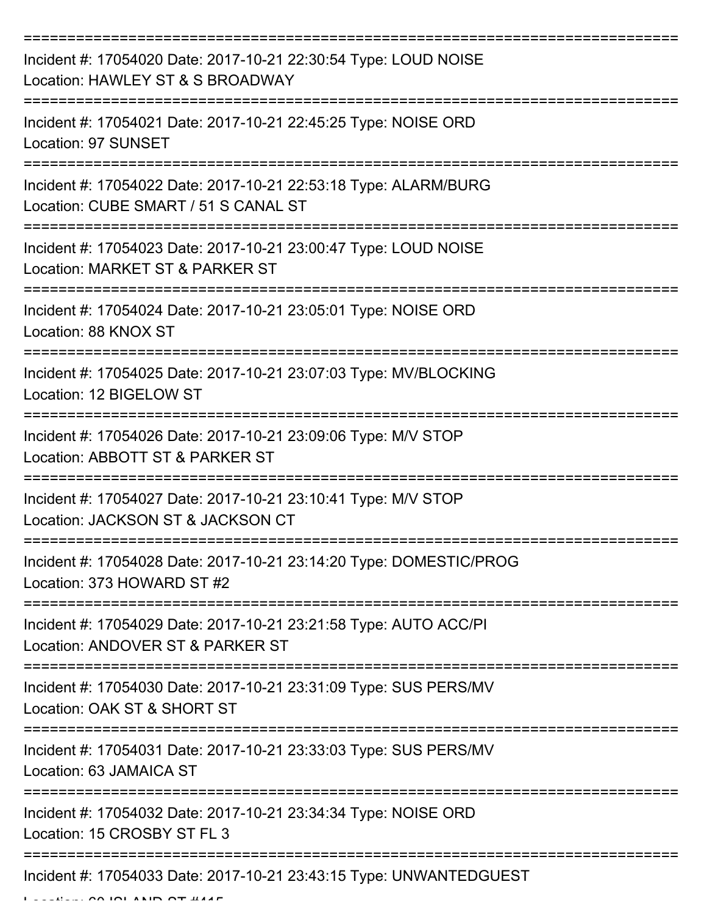===========================================================================

Incident #: 17054020 Date: 2017-10-21 22:30:54 Type: LOUD NOISE
Location: HAWLEY ST & S BROADWAY

===========================================================================

Incident #: 17054021 Date: 2017-10-21 22:45:25 Type: NOISE ORD
Location: 97 SUNSET

===========================================================================

Incident #: 17054022 Date: 2017-10-21 22:53:18 Type: ALARM/BURG
Location: CUBE SMART / 51 S CANAL ST

===========================================================================

Incident #: 17054023 Date: 2017-10-21 23:00:47 Type: LOUD NOISE
Location: MARKET ST & PARKER ST

===========================================================================

Incident #: 17054024 Date: 2017-10-21 23:05:01 Type: NOISE ORD
Location: 88 KNOX ST

===========================================================================

Incident #: 17054025 Date: 2017-10-21 23:07:03 Type: MV/BLOCKING
Location: 12 BIGELOW ST

===========================================================================

Incident #: 17054026 Date: 2017-10-21 23:09:06 Type: M/V STOP
Location: ABBOTT ST & PARKER ST

===========================================================================

Incident #: 17054027 Date: 2017-10-21 23:10:41 Type: M/V STOP
Location: JACKSON ST & JACKSON CT

===========================================================================

Incident #: 17054028 Date: 2017-10-21 23:14:20 Type: DOMESTIC/PROG
Location: 373 HOWARD ST #2

===========================================================================

Incident #: 17054029 Date: 2017-10-21 23:21:58 Type: AUTO ACC/PI
Location: ANDOVER ST & PARKER ST

===========================================================================

Incident #: 17054030 Date: 2017-10-21 23:31:09 Type: SUS PERS/MV
Location: OAK ST & SHORT ST

===========================================================================

Incident #: 17054031 Date: 2017-10-21 23:33:03 Type: SUS PERS/MV
Location: 63 JAMAICA ST

===========================================================================

Incident #: 17054032 Date: 2017-10-21 23:34:34 Type: NOISE ORD
Location: 15 CROSBY ST FL 3

===========================================================================

Incident #: 17054033 Date: 2017-10-21 23:43:15 Type: UNWANTEDGUEST
Location: 60 ISLAND ST #415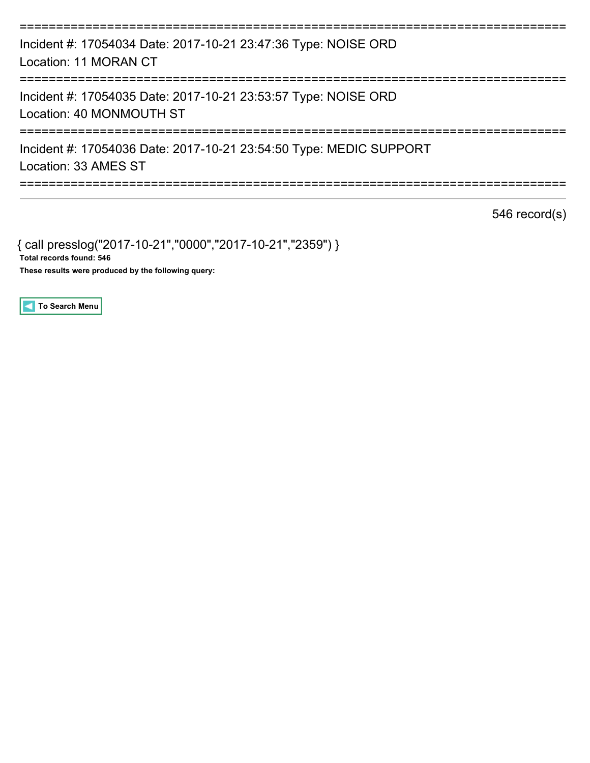===========================================================================

Incident #: 17054034 Date: 2017-10-21 23:47:36 Type: NOISE ORD

Location: 11 MORAN CT

===========================================================================

Incident #: 17054035 Date: 2017-10-21 23:53:57 Type: NOISE ORD

Location: 40 MONMOUTH ST

===========================================================================

Incident #: 17054036 Date: 2017-10-21 23:54:50 Type: MEDIC SUPPORT

Location: 33 AMES ST

===========================================================================

546 record(s)

{ call presslog("2017-10-21","0000","2017-10-21","2359") }

**Total records found: 546**

**These results were produced by the following query:**

**To Search Menu**